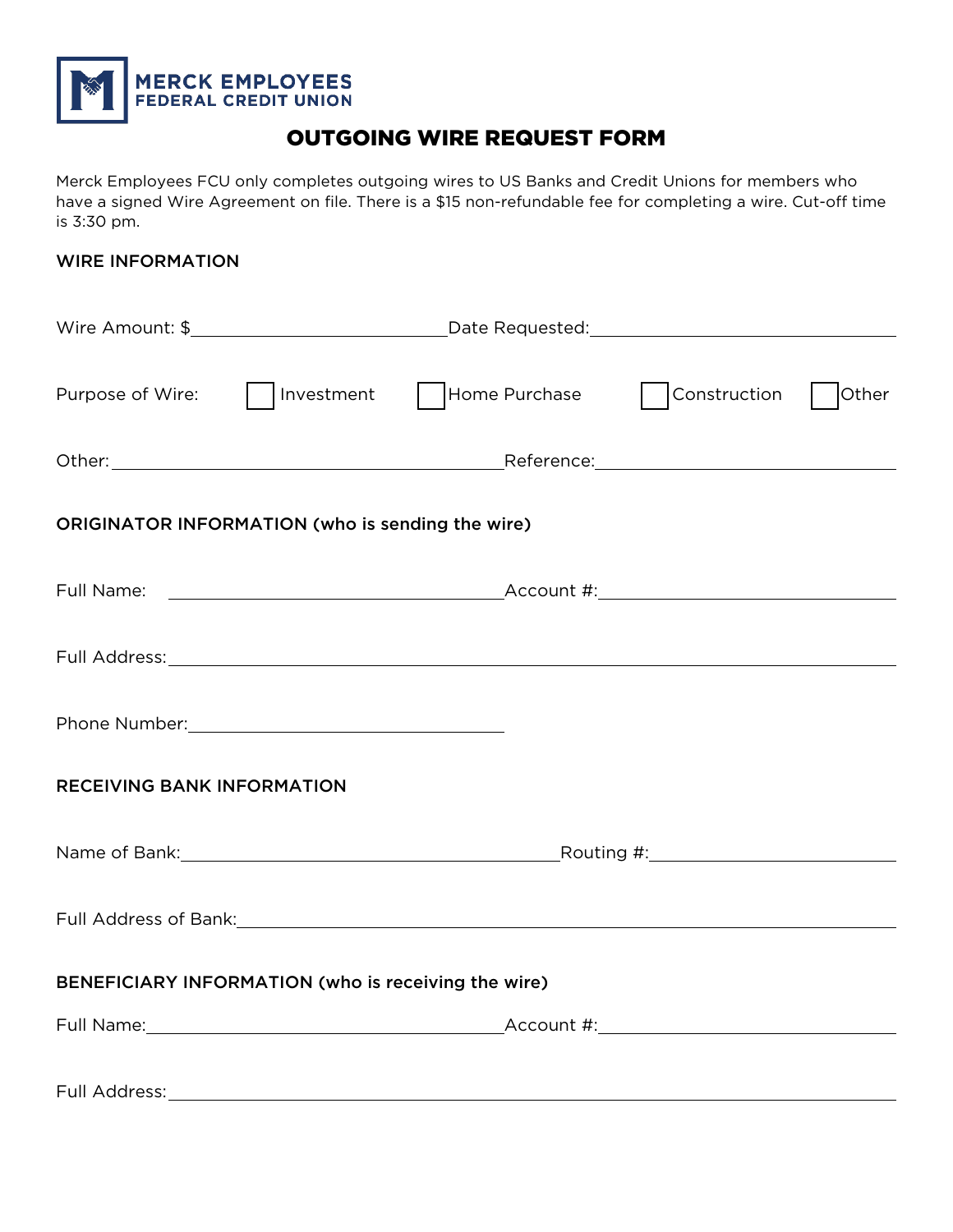MERCK EMPLOYEES
FEDERAL CREDIT UNION

# OUTGOING WIRE REQUEST FORM

Merck Employees FCU only completes outgoing wires to US Banks and Credit Unions for members who have a signed Wire Agreement on file. There is a $15 non-refundable fee for completing a wire. Cut-off time is 3:30 pm.

## WIRE INFORMATION

Wire Amount: $\_\_\_\_\_\_\_\_\_\_\_\_\_\_\_\_\_\_\_\_ Date Requested:\_\_\_\_\_\_\_\_\_\_\_\_\_\_\_\_\_\_\_\_

Purpose of Wire: ☐ Investment ☐ Home Purchase ☐ Construction ☐ Other

Other:\_\_\_\_\_\_\_\_\_\_\_\_\_\_\_\_\_\_\_\_ Reference:\_\_\_\_\_\_\_\_\_\_\_\_\_\_\_\_\_\_\_\_

## ORIGINATOR INFORMATION (who is sending the wire)

Full Name: \_\_\_\_\_\_\_\_\_\_\_\_\_\_\_\_\_\_\_\_ Account #:\_\_\_\_\_\_\_\_\_\_\_\_\_\_\_\_\_\_\_\_

Full Address:\_\_\_\_\_\_\_\_\_\_\_\_\_\_\_\_\_\_\_\_\_\_\_\_\_\_\_\_\_\_\_\_\_\_\_\_\_\_\_\_

Phone Number:\_\_\_\_\_\_\_\_\_\_\_\_\_\_\_\_\_\_\_\_

## RECEIVING BANK INFORMATION

Name of Bank:\_\_\_\_\_\_\_\_\_\_\_\_\_\_\_\_\_\_\_\_ Routing #:\_\_\_\_\_\_\_\_\_\_\_\_\_\_\_\_\_\_\_\_

Full Address of Bank:\_\_\_\_\_\_\_\_\_\_\_\_\_\_\_\_\_\_\_\_\_\_\_\_\_\_\_\_\_\_\_\_\_\_\_\_\_\_\_\_

## BENEFICIARY INFORMATION (who is receiving the wire)

Full Name:\_\_\_\_\_\_\_\_\_\_\_\_\_\_\_\_\_\_\_\_ Account #:\_\_\_\_\_\_\_\_\_\_\_\_\_\_\_\_\_\_\_\_

Full Address:\_\_\_\_\_\_\_\_\_\_\_\_\_\_\_\_\_\_\_\_\_\_\_\_\_\_\_\_\_\_\_\_\_\_\_\_\_\_\_\_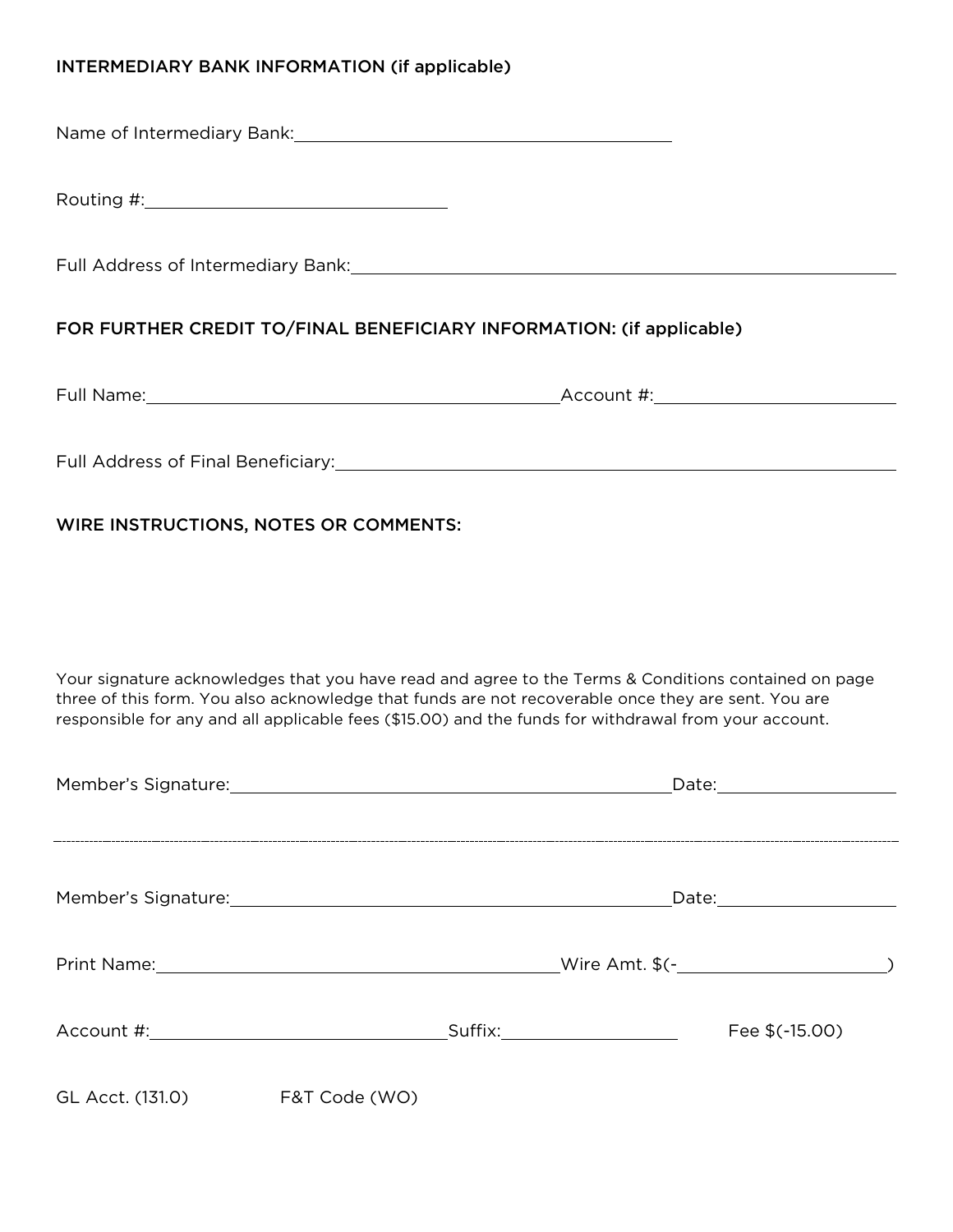## INTERMEDIARY BANK INFORMATION (if applicable)

Name of Intermediary Bank:\_\_\_\_\_\_\_\_\_\_\_\_\_\_\_\_\_\_\_\_\_\_\_\_\_\_\_\_\_\_\_\_\_\_\_\_\_\_\_\_

Routing #:\_\_\_\_\_\_\_\_\_\_\_\_\_\_\_\_\_\_\_\_\_\_\_\_\_\_\_\_\_\_

Full Address of Intermediary Bank:\_\_\_\_\_\_\_\_\_\_\_\_\_\_\_\_\_\_\_\_\_\_\_\_\_\_\_\_\_\_\_\_\_\_\_\_\_\_\_\_\_\_\_\_\_\_\_\_\_\_\_\_

## FOR FURTHER CREDIT TO/FINAL BENEFICIARY INFORMATION: (if applicable)

Full Name:\_\_\_\_\_\_\_\_\_\_\_\_\_\_\_\_\_\_\_\_\_\_\_\_\_\_\_\_\_\_\_\_\_\_\_\_\_\_\_\_\_\_ Account #:\_\_\_\_\_\_\_\_\_\_\_\_\_\_\_\_\_\_\_\_\_\_\_\_

Full Address of Final Beneficiary:\_\_\_\_\_\_\_\_\_\_\_\_\_\_\_\_\_\_\_\_\_\_\_\_\_\_\_\_\_\_\_\_\_\_\_\_\_\_\_\_\_\_\_\_\_\_\_\_\_\_\_\_

## WIRE INSTRUCTIONS, NOTES OR COMMENTS:

Your signature acknowledges that you have read and agree to the Terms & Conditions contained on page three of this form. You also acknowledge that funds are not recoverable once they are sent. You are responsible for any and all applicable fees ($15.00) and the funds for withdrawal from your account.

Member's Signature:\_\_\_\_\_\_\_\_\_\_\_\_\_\_\_\_\_\_\_\_\_\_\_\_\_\_\_\_\_\_\_\_\_\_\_\_\_\_\_\_\_\_\_\_ Date:\_\_\_\_\_\_\_\_\_\_\_\_\_\_\_\_\_\_

---

Member's Signature:\_\_\_\_\_\_\_\_\_\_\_\_\_\_\_\_\_\_\_\_\_\_\_\_\_\_\_\_\_\_\_\_\_\_\_\_\_\_\_\_\_\_\_\_ Date:\_\_\_\_\_\_\_\_\_\_\_\_\_\_\_\_\_\_

Print Name:\_\_\_\_\_\_\_\_\_\_\_\_\_\_\_\_\_\_\_\_\_\_\_\_\_\_\_\_\_\_\_\_\_\_\_\_\_\_\_\_\_\_ Wire Amt. $(-\_\_\_\_\_\_\_\_\_\_\_\_\_\_\_\_\_\_\_\_)

Account #:\_\_\_\_\_\_\_\_\_\_\_\_\_\_\_\_\_\_\_\_\_\_\_\_\_\_\_\_\_\_ Suffix:\_\_\_\_\_\_\_\_\_\_\_\_\_\_\_\_ Fee $(-15.00)

GL Acct. (131.0) F&T Code (WO)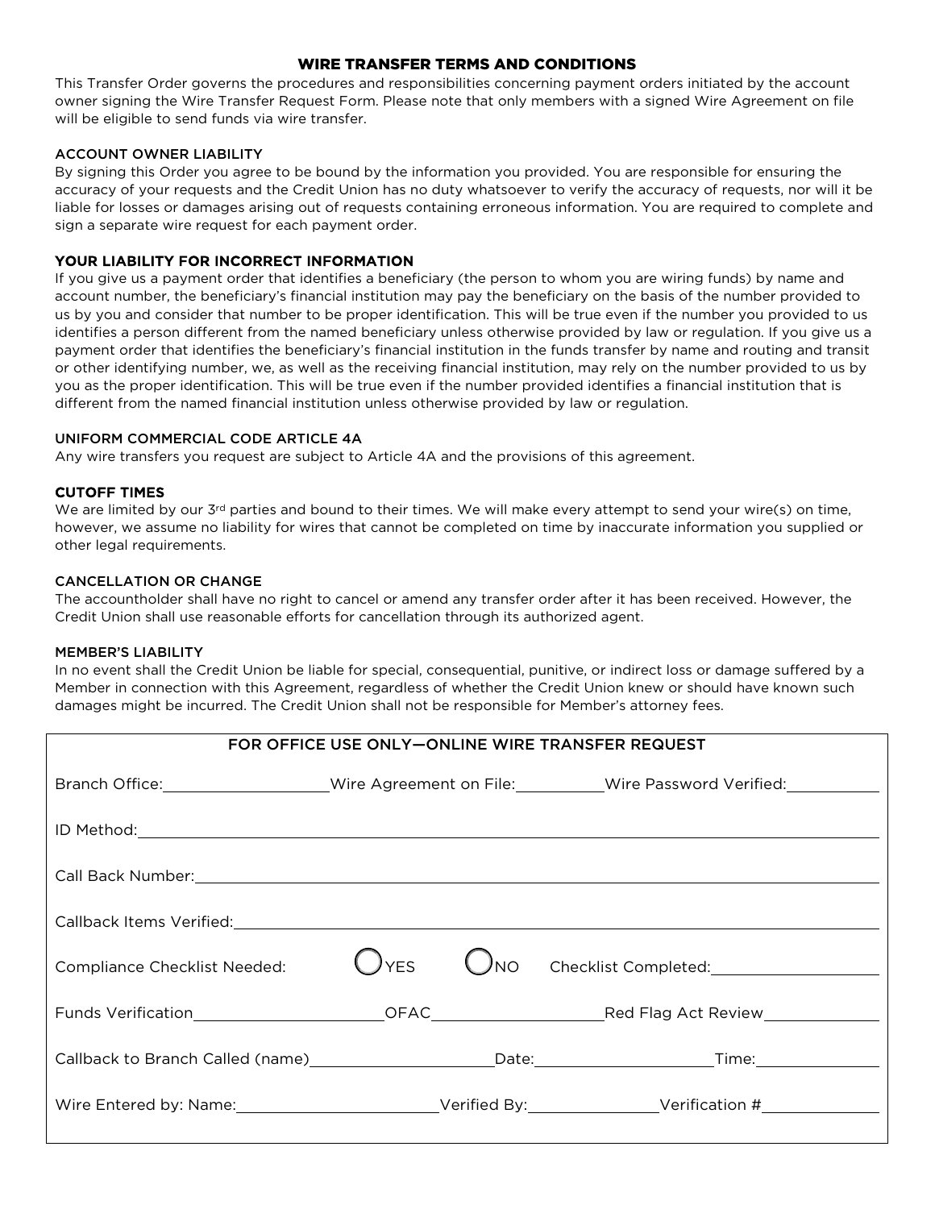## WIRE TRANSFER TERMS AND CONDITIONS

This Transfer Order governs the procedures and responsibilities concerning payment orders initiated by the account owner signing the Wire Transfer Request Form. Please note that only members with a signed Wire Agreement on file will be eligible to send funds via wire transfer.

### ACCOUNT OWNER LIABILITY

By signing this Order you agree to be bound by the information you provided. You are responsible for ensuring the accuracy of your requests and the Credit Union has no duty whatsoever to verify the accuracy of requests, nor will it be liable for losses or damages arising out of requests containing erroneous information. You are required to complete and sign a separate wire request for each payment order.

### YOUR LIABILITY FOR INCORRECT INFORMATION

If you give us a payment order that identifies a beneficiary (the person to whom you are wiring funds) by name and account number, the beneficiary's financial institution may pay the beneficiary on the basis of the number provided to us by you and consider that number to be proper identification. This will be true even if the number you provided to us identifies a person different from the named beneficiary unless otherwise provided by law or regulation. If you give us a payment order that identifies the beneficiary's financial institution in the funds transfer by name and routing and transit or other identifying number, we, as well as the receiving financial institution, may rely on the number provided to us by you as the proper identification. This will be true even if the number provided identifies a financial institution that is different from the named financial institution unless otherwise provided by law or regulation.

### UNIFORM COMMERCIAL CODE ARTICLE 4A

Any wire transfers you request are subject to Article 4A and the provisions of this agreement.

### CUTOFF TIMES

We are limited by our 3rd parties and bound to their times. We will make every attempt to send your wire(s) on time, however, we assume no liability for wires that cannot be completed on time by inaccurate information you supplied or other legal requirements.

### CANCELLATION OR CHANGE

The accountholder shall have no right to cancel or amend any transfer order after it has been received. However, the Credit Union shall use reasonable efforts for cancellation through its authorized agent.

### MEMBER'S LIABILITY

In no event shall the Credit Union be liable for special, consequential, punitive, or indirect loss or damage suffered by a Member in connection with this Agreement, regardless of whether the Credit Union knew or should have known such damages might be incurred. The Credit Union shall not be responsible for Member's attorney fees.

---

**FOR OFFICE USE ONLY—ONLINE WIRE TRANSFER REQUEST**

Branch Office:__________ Wire Agreement on File:__________ Wire Password Verified:__________

ID Method:______________________________

Call Back Number:______________________________

Callback Items Verified:______________________________

Compliance Checklist Needed: ◯ YES ◯ NO Checklist Completed:__________

Funds Verification__________ OFAC__________ Red Flag Act Review__________

Callback to Branch Called (name)__________ Date:__________ Time:__________

Wire Entered by: Name:__________ Verified By:__________ Verification #__________